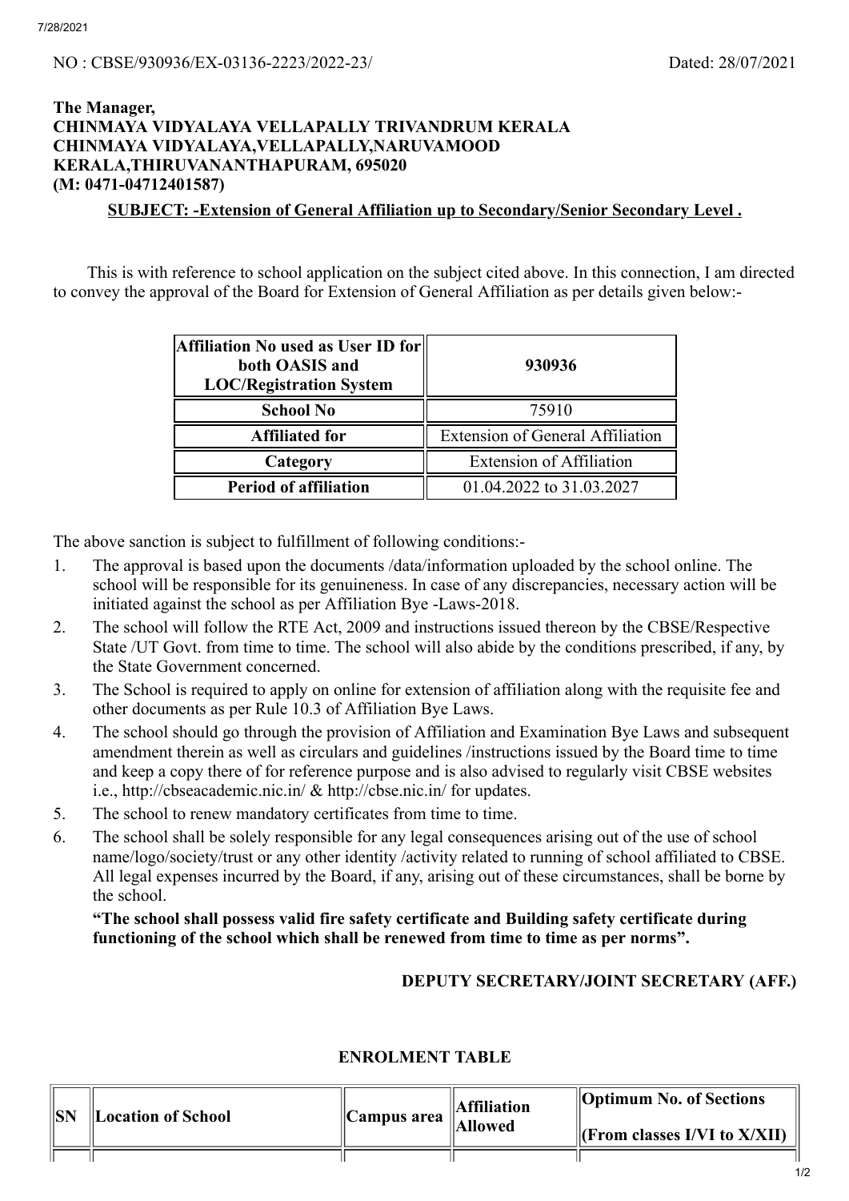NO : CBSE/930936/EX-03136-2223/2022-23/ Dated: 28/07/2021

**The Manager,**
**CHINMAYA VIDYALAYA VELLAPALLY TRIVANDRUM KERALA**
**CHINMAYA VIDYALAYA,VELLAPALLY,NARUVAMOOD**
**KERALA,THIRUVANANTHAPURAM, 695020**
**(M: 0471-04712401587)**

**SUBJECT: -Extension of General Affiliation up to Secondary/Senior Secondary Level .**

This is with reference to school application on the subject cited above. In this connection, I am directed to convey the approval of the Board for Extension of General Affiliation as per details given below:-

| **Affiliation No used as User ID for both OASIS and LOC/Registration System** | **930936** |
|---|---|
| **School No** | 75910 |
| **Affiliated for** | Extension of General Affiliation |
| **Category** | Extension of Affiliation |
| **Period of affiliation** | 01.04.2022 to 31.03.2027 |

The above sanction is subject to fulfillment of following conditions:-

1. The approval is based upon the documents /data/information uploaded by the school online. The school will be responsible for its genuineness. In case of any discrepancies, necessary action will be initiated against the school as per Affiliation Bye -Laws-2018.
2. The school will follow the RTE Act, 2009 and instructions issued thereon by the CBSE/Respective State /UT Govt. from time to time. The school will also abide by the conditions prescribed, if any, by the State Government concerned.
3. The School is required to apply on online for extension of affiliation along with the requisite fee and other documents as per Rule 10.3 of Affiliation Bye Laws.
4. The school should go through the provision of Affiliation and Examination Bye Laws and subsequent amendment therein as well as circulars and guidelines /instructions issued by the Board time to time and keep a copy there of for reference purpose and is also advised to regularly visit CBSE websites i.e., http://cbseacademic.nic.in/ & http://cbse.nic.in/ for updates.
5. The school to renew mandatory certificates from time to time.
6. The school shall be solely responsible for any legal consequences arising out of the use of school name/logo/society/trust or any other identity /activity related to running of school affiliated to CBSE. All legal expenses incurred by the Board, if any, arising out of these circumstances, shall be borne by the school.

**"The school shall possess valid fire safety certificate and Building safety certificate during functioning of the school which shall be renewed from time to time as per norms".**

**DEPUTY SECRETARY/JOINT SECRETARY (AFF.)**

**ENROLMENT TABLE**

| **SN** | **Location of School** | **Campus area** | **Affiliation Allowed** | **Optimum No. of Sections (From classes I/VI to X/XII)** |
|---|---|---|---|---|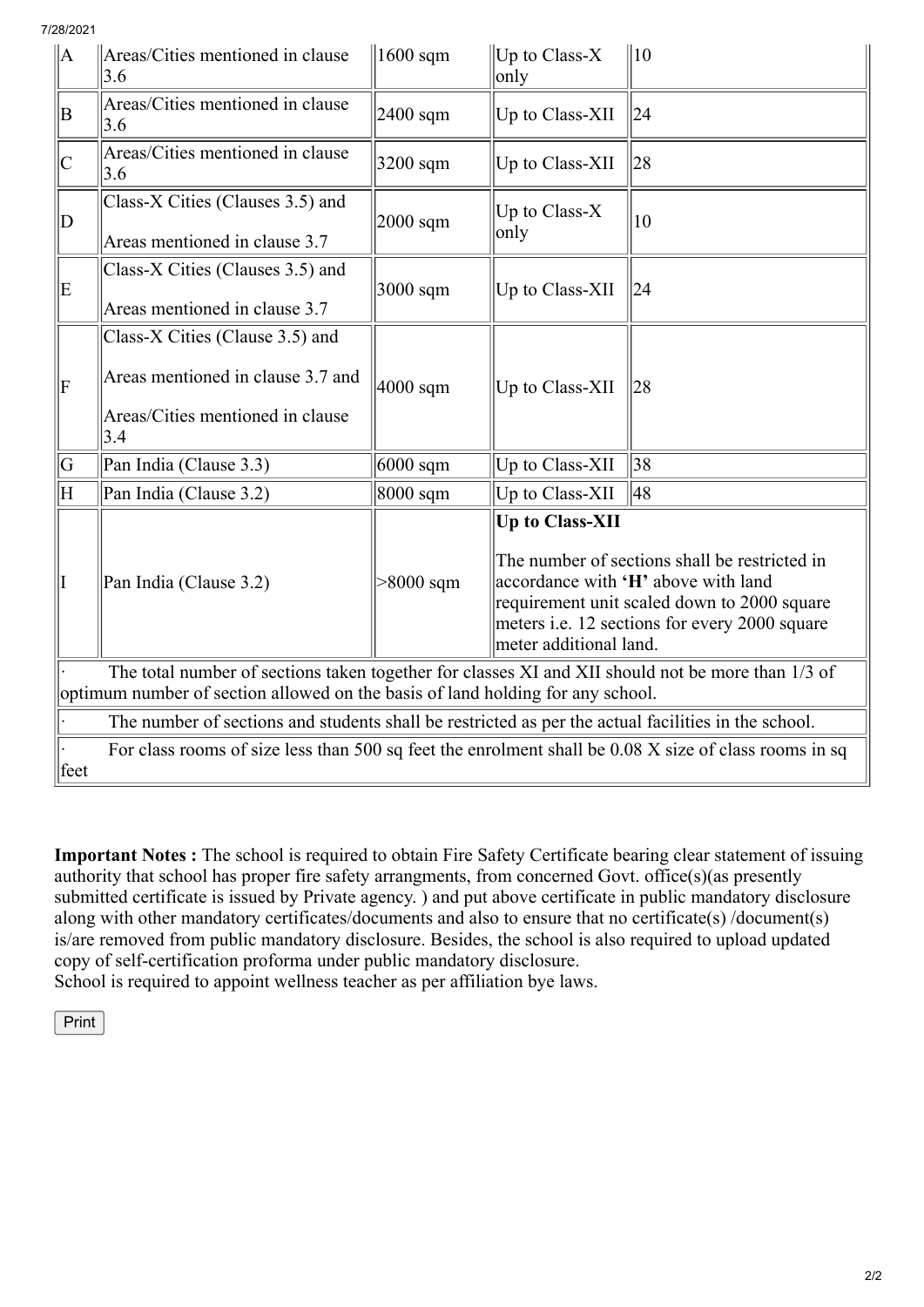| | | | | |
|---|---|---|---|---|
| A | Areas/Cities mentioned in clause 3.6 | 1600 sqm | Up to Class-X only | 10 |
| B | Areas/Cities mentioned in clause 3.6 | 2400 sqm | Up to Class-XII | 24 |
| C | Areas/Cities mentioned in clause 3.6 | 3200 sqm | Up to Class-XII | 28 |
| D | Class-X Cities (Clauses 3.5) and Areas mentioned in clause 3.7 | 2000 sqm | Up to Class-X only | 10 |
| E | Class-X Cities (Clauses 3.5) and Areas mentioned in clause 3.7 | 3000 sqm | Up to Class-XII | 24 |
| F | Class-X Cities (Clause 3.5) and Areas mentioned in clause 3.7 and Areas/Cities mentioned in clause 3.4 | 4000 sqm | Up to Class-XII | 28 |
| G | Pan India (Clause 3.3) | 6000 sqm | Up to Class-XII | 38 |
| H | Pan India (Clause 3.2) | 8000 sqm | Up to Class-XII | 48 |
| I | Pan India (Clause 3.2) | >8000 sqm | **Up to Class-XII** The number of sections shall be restricted in accordance with **'H'** above with land requirement unit scaled down to 2000 square meters i.e. 12 sections for every 2000 square meter additional land. | |
| · The total number of sections taken together for classes XI and XII should not be more than 1/3 of optimum number of section allowed on the basis of land holding for any school. | | | | |
| · The number of sections and students shall be restricted as per the actual facilities in the school. | | | | |
| · For class rooms of size less than 500 sq feet the enrolment shall be 0.08 X size of class rooms in sq feet | | | | |

**Important Notes :** The school is required to obtain Fire Safety Certificate bearing clear statement of issuing authority that school has proper fire safety arrangments, from concerned Govt. office(s)(as presently submitted certificate is issued by Private agency. ) and put above certificate in public mandatory disclosure along with other mandatory certificates/documents and also to ensure that no certificate(s) /document(s) is/are removed from public mandatory disclosure. Besides, the school is also required to upload updated copy of self-certification proforma under public mandatory disclosure.
School is required to appoint wellness teacher as per affiliation bye laws.

Print